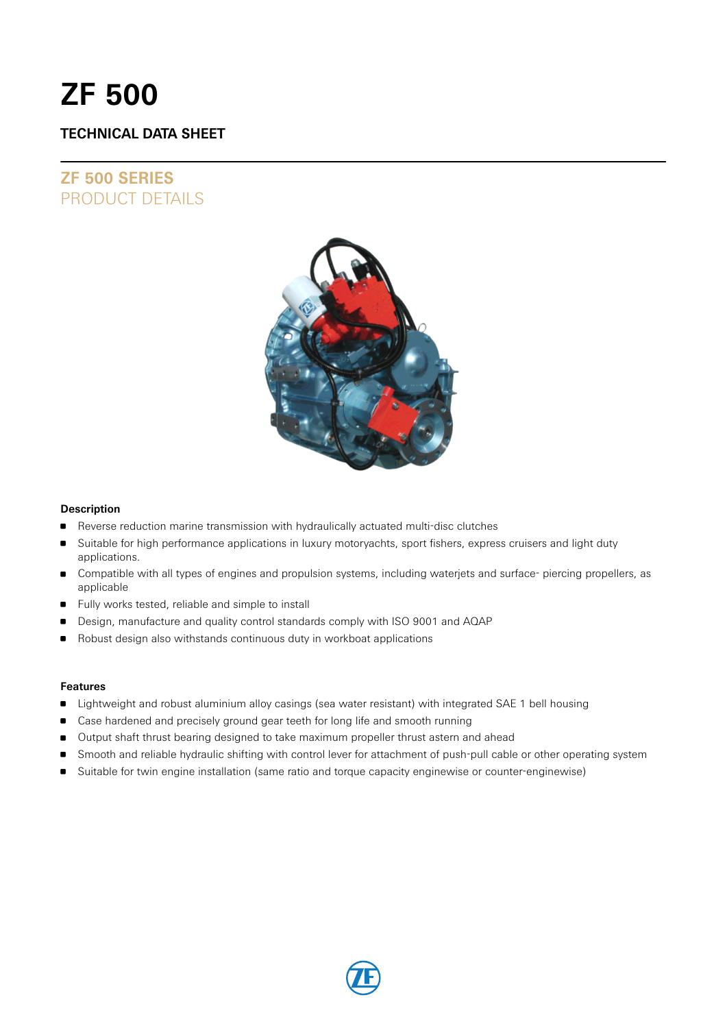# ZF 500

## TECHNICAL DATA SHEET

## ZF 500 SERIES
PRODUCT DETAILS

### Description

- Reverse reduction marine transmission with hydraulically actuated multi-disc clutches
- Suitable for high performance applications in luxury motoryachts, sport fishers, express cruisers and light duty applications.
- Compatible with all types of engines and propulsion systems, including waterjets and surface- piercing propellers, as applicable
- Fully works tested, reliable and simple to install
- Design, manufacture and quality control standards comply with ISO 9001 and AQAP
- Robust design also withstands continuous duty in workboat applications

### Features

- Lightweight and robust aluminium alloy casings (sea water resistant) with integrated SAE 1 bell housing
- Case hardened and precisely ground gear teeth for long life and smooth running
- Output shaft thrust bearing designed to take maximum propeller thrust astern and ahead
- Smooth and reliable hydraulic shifting with control lever for attachment of push-pull cable or other operating system
- Suitable for twin engine installation (same ratio and torque capacity enginewise or counter-enginewise)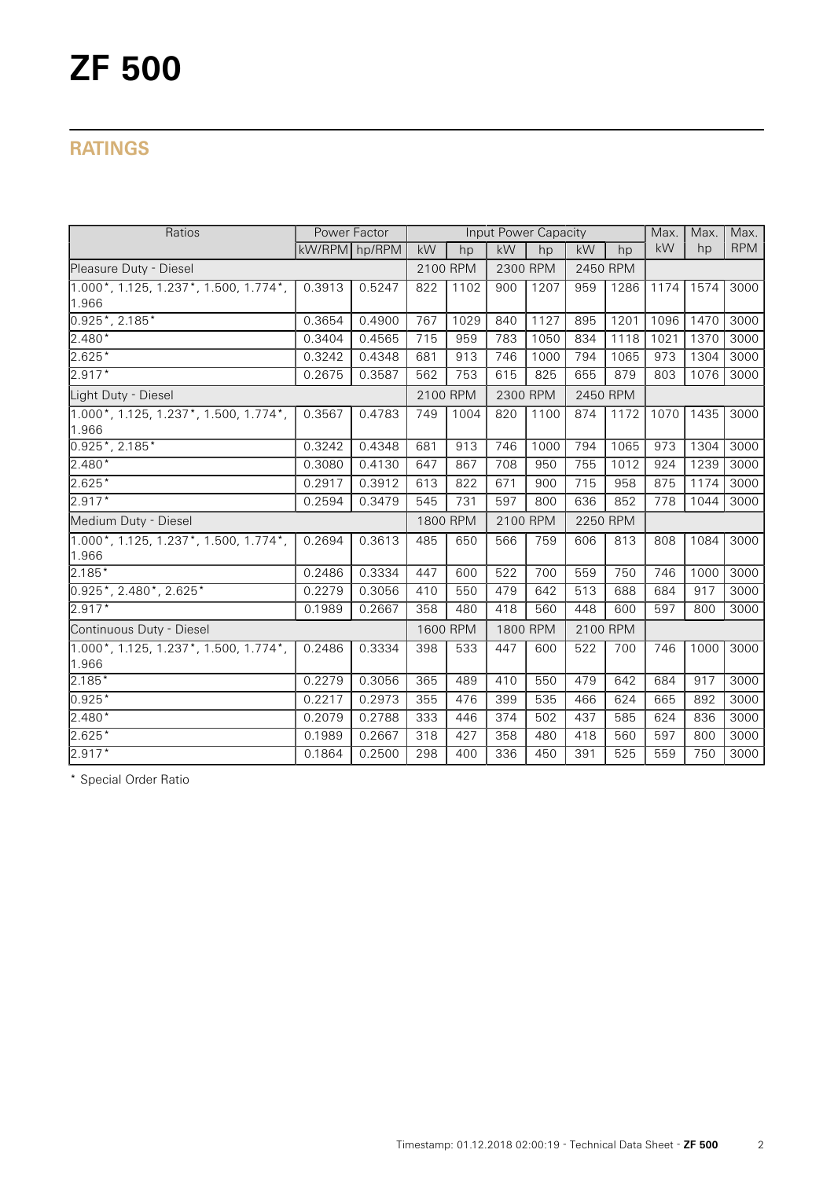# ZF 500

## RATINGS

| Ratios | Power Factor | | Input Power Capacity | | | | | | Max. | Max. | Max. |
|---|---|---|---|---|---|---|---|---|---|---|---|
| | kW/RPM | hp/RPM | kW | hp | kW | hp | kW | hp | kW | hp | RPM |
| Pleasure Duty - Diesel | | | 2100 RPM | | 2300 RPM | | 2450 RPM | | | | |
| 1.000*, 1.125, 1.237*, 1.500, 1.774*, 1.966 | 0.3913 | 0.5247 | 822 | 1102 | 900 | 1207 | 959 | 1286 | 1174 | 1574 | 3000 |
| 0.925*, 2.185* | 0.3654 | 0.4900 | 767 | 1029 | 840 | 1127 | 895 | 1201 | 1096 | 1470 | 3000 |
| 2.480* | 0.3404 | 0.4565 | 715 | 959 | 783 | 1050 | 834 | 1118 | 1021 | 1370 | 3000 |
| 2.625* | 0.3242 | 0.4348 | 681 | 913 | 746 | 1000 | 794 | 1065 | 973 | 1304 | 3000 |
| 2.917* | 0.2675 | 0.3587 | 562 | 753 | 615 | 825 | 655 | 879 | 803 | 1076 | 3000 |
| Light Duty - Diesel | | | 2100 RPM | | 2300 RPM | | 2450 RPM | | | | |
| 1.000*, 1.125, 1.237*, 1.500, 1.774*, 1.966 | 0.3567 | 0.4783 | 749 | 1004 | 820 | 1100 | 874 | 1172 | 1070 | 1435 | 3000 |
| 0.925*, 2.185* | 0.3242 | 0.4348 | 681 | 913 | 746 | 1000 | 794 | 1065 | 973 | 1304 | 3000 |
| 2.480* | 0.3080 | 0.4130 | 647 | 867 | 708 | 950 | 755 | 1012 | 924 | 1239 | 3000 |
| 2.625* | 0.2917 | 0.3912 | 613 | 822 | 671 | 900 | 715 | 958 | 875 | 1174 | 3000 |
| 2.917* | 0.2594 | 0.3479 | 545 | 731 | 597 | 800 | 636 | 852 | 778 | 1044 | 3000 |
| Medium Duty - Diesel | | | 1800 RPM | | 2100 RPM | | 2250 RPM | | | | |
| 1.000*, 1.125, 1.237*, 1.500, 1.774*, 1.966 | 0.2694 | 0.3613 | 485 | 650 | 566 | 759 | 606 | 813 | 808 | 1084 | 3000 |
| 2.185* | 0.2486 | 0.3334 | 447 | 600 | 522 | 700 | 559 | 750 | 746 | 1000 | 3000 |
| 0.925*, 2.480*, 2.625* | 0.2279 | 0.3056 | 410 | 550 | 479 | 642 | 513 | 688 | 684 | 917 | 3000 |
| 2.917* | 0.1989 | 0.2667 | 358 | 480 | 418 | 560 | 448 | 600 | 597 | 800 | 3000 |
| Continuous Duty - Diesel | | | 1600 RPM | | 1800 RPM | | 2100 RPM | | | | |
| 1.000*, 1.125, 1.237*, 1.500, 1.774*, 1.966 | 0.2486 | 0.3334 | 398 | 533 | 447 | 600 | 522 | 700 | 746 | 1000 | 3000 |
| 2.185* | 0.2279 | 0.3056 | 365 | 489 | 410 | 550 | 479 | 642 | 684 | 917 | 3000 |
| 0.925* | 0.2217 | 0.2973 | 355 | 476 | 399 | 535 | 466 | 624 | 665 | 892 | 3000 |
| 2.480* | 0.2079 | 0.2788 | 333 | 446 | 374 | 502 | 437 | 585 | 624 | 836 | 3000 |
| 2.625* | 0.1989 | 0.2667 | 318 | 427 | 358 | 480 | 418 | 560 | 597 | 800 | 3000 |
| 2.917* | 0.1864 | 0.2500 | 298 | 400 | 336 | 450 | 391 | 525 | 559 | 750 | 3000 |

* Special Order Ratio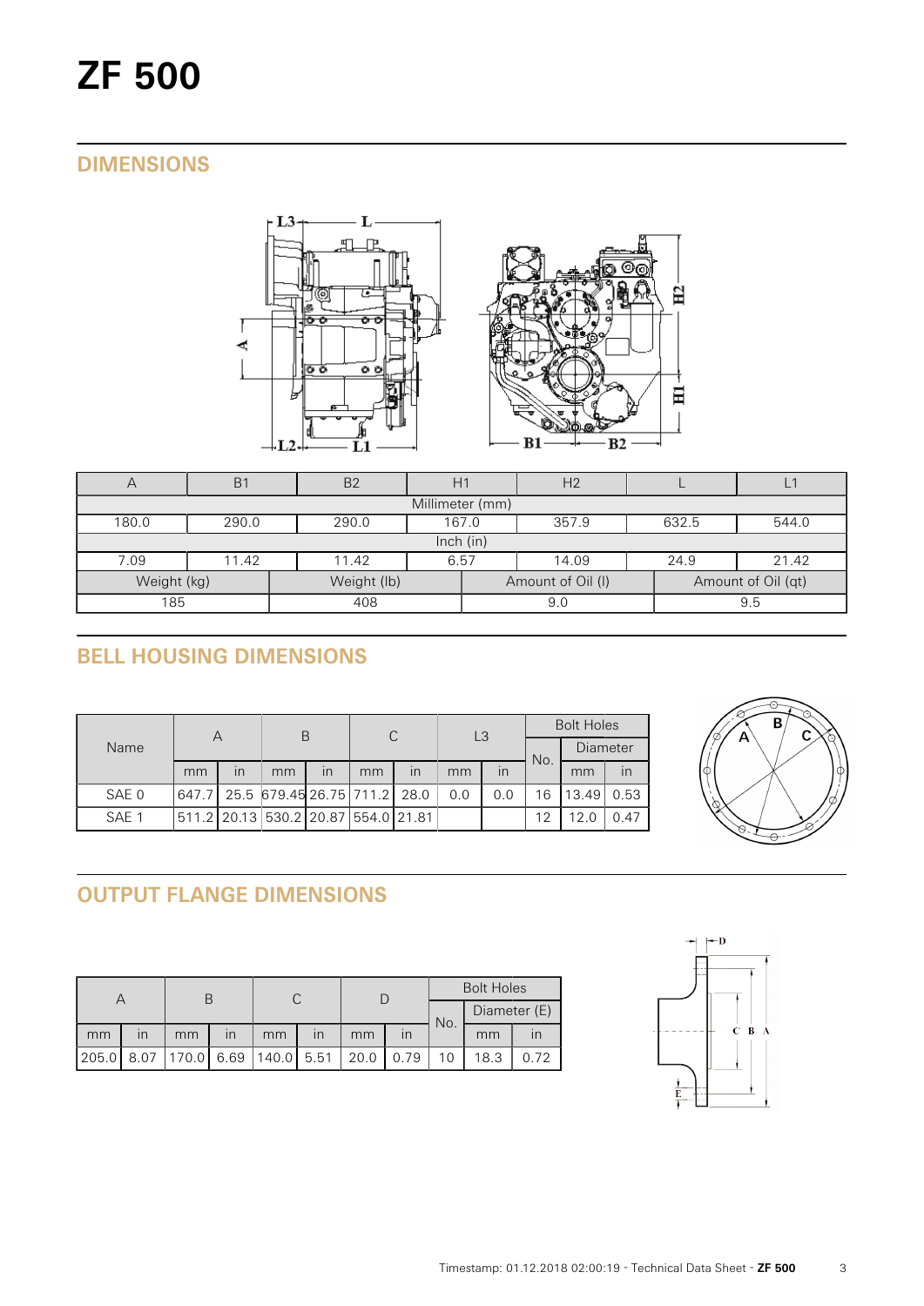# ZF 500

## DIMENSIONS

| A | B1 | B2 | H1 | H2 | L | L1 |
|---|---|---|---|---|---|---|
| Millimeter (mm) | | | | | | |
| 180.0 | 290.0 | 290.0 | 167.0 | 357.9 | 632.5 | 544.0 |
| Inch (in) | | | | | | |
| 7.09 | 11.42 | 11.42 | 6.57 | 14.09 | 24.9 | 21.42 |

| Weight (kg) | Weight (lb) | Amount of Oil (l) | Amount of Oil (qt) |
|---|---|---|---|
| 185 | 408 | 9.0 | 9.5 |

## BELL HOUSING DIMENSIONS

| Name | A | | B | | C | | L3 | | Bolt Holes | | |
|---|---|---|---|---|---|---|---|---|---|---|---|
| | | | | | | | | | No. | Diameter | |
| | mm | in | mm | in | mm | in | mm | in | | mm | in |
| SAE 0 | 647.7 | 25.5 | 679.45 | 26.75 | 711.2 | 28.0 | 0.0 | 0.0 | 16 | 13.49 | 0.53 |
| SAE 1 | 511.2 | 20.13 | 530.2 | 20.87 | 554.0 | 21.81 | | | 12 | 12.0 | 0.47 |

## OUTPUT FLANGE DIMENSIONS

| A | | B | | C | | D | | Bolt Holes | | |
|---|---|---|---|---|---|---|---|---|---|---|
| | | | | | | | | No. | Diameter (E) | |
| mm | in | mm | in | mm | in | mm | in | | mm | in |
| 205.0 | 8.07 | 170.0 | 6.69 | 140.0 | 5.51 | 20.0 | 0.79 | 10 | 18.3 | 0.72 |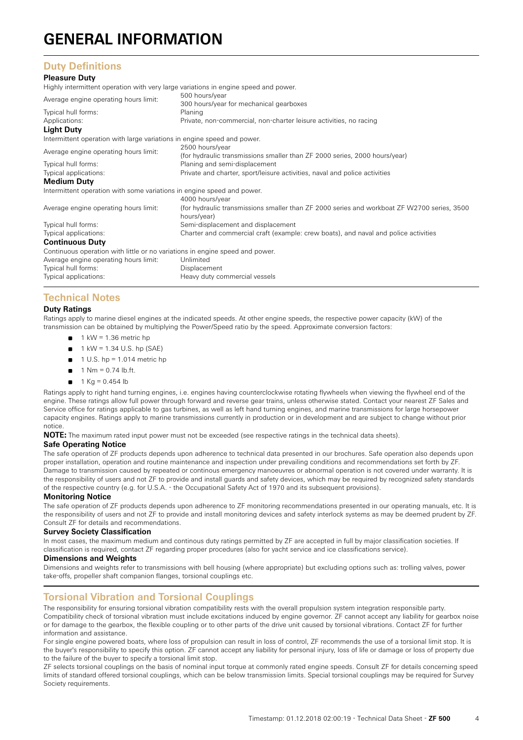# GENERAL INFORMATION

## Duty Definitions

**Pleasure Duty**

Highly intermittent operation with very large variations in engine speed and power.

| | |
|---|---|
| Average engine operating hours limit: | 500 hours/year<br>300 hours/year for mechanical gearboxes |
| Typical hull forms: | Planing |
| Applications: | Private, non-commercial, non-charter leisure activities, no racing |

**Light Duty**

Intermittent operation with large variations in engine speed and power.

| | |
|---|---|
| Average engine operating hours limit: | 2500 hours/year<br>(for hydraulic transmissions smaller than ZF 2000 series, 2000 hours/year) |
| Typical hull forms: | Planing and semi-displacement |
| Typical applications: | Private and charter, sport/leisure activities, naval and police activities |

**Medium Duty**

Intermittent operation with some variations in engine speed and power.

| | |
|---|---|
| Average engine operating hours limit: | 4000 hours/year<br>(for hydraulic transmissions smaller than ZF 2000 series and workboat ZF W2700 series, 3500 hours/year) |
| Typical hull forms: | Semi-displacement and displacement |
| Typical applications: | Charter and commercial craft (example: crew boats), and naval and police activities |

**Continuous Duty**

Continuous operation with little or no variations in engine speed and power.

| | |
|---|---|
| Average engine operating hours limit: | Unlimited |
| Typical hull forms: | Displacement |
| Typical applications: | Heavy duty commercial vessels |

## Technical Notes

### Duty Ratings

Ratings apply to marine diesel engines at the indicated speeds. At other engine speeds, the respective power capacity (kW) of the transmission can be obtained by multiplying the Power/Speed ratio by the speed. Approximate conversion factors:

- 1 kW = 1.36 metric hp
- 1 kW = 1.34 U.S. hp (SAE)
- 1 U.S. hp = 1.014 metric hp
- 1 Nm = 0.74 lb.ft.
- 1 Kg = 0.454 lb

Ratings apply to right hand turning engines, i.e. engines having counterclockwise rotating flywheels when viewing the flywheel end of the engine. These ratings allow full power through forward and reverse gear trains, unless otherwise stated. Contact your nearest ZF Sales and Service office for ratings applicable to gas turbines, as well as left hand turning engines, and marine transmissions for large horsepower capacity engines. Ratings apply to marine transmissions currently in production or in development and are subject to change without prior notice.

**NOTE:** The maximum rated input power must not be exceeded (see respective ratings in the technical data sheets).

### Safe Operating Notice

The safe operation of ZF products depends upon adherence to technical data presented in our brochures. Safe operation also depends upon proper installation, operation and routine maintenance and inspection under prevailing conditions and recommendations set forth by ZF. Damage to transmission caused by repeated or continous emergency manoeuvres or abnormal operation is not covered under warranty. It is the responsibility of users and not ZF to provide and install guards and safety devices, which may be required by recognized safety standards of the respective country (e.g. for U.S.A. - the Occupational Safety Act of 1970 and its subsequent provisions).

### Monitoring Notice

The safe operation of ZF products depends upon adherence to ZF monitoring recommendations presented in our operating manuals, etc. It is the responsibility of users and not ZF to provide and install monitoring devices and safety interlock systems as may be deemed prudent by ZF. Consult ZF for details and recommendations.

### Survey Society Classification

In most cases, the maximum medium and continous duty ratings permitted by ZF are accepted in full by major classification societies. If classification is required, contact ZF regarding proper procedures (also for yacht service and ice classifications service).

### Dimensions and Weights

Dimensions and weights refer to transmissions with bell housing (where appropriate) but excluding options such as: trolling valves, power take-offs, propeller shaft companion flanges, torsional couplings etc.

## Torsional Vibration and Torsional Couplings

The responsibility for ensuring torsional vibration compatibility rests with the overall propulsion system integration responsible party. Compatibility check of torsional vibration must include excitations induced by engine governor. ZF cannot accept any liability for gearbox noise or for damage to the gearbox, the flexible coupling or to other parts of the drive unit caused by torsional vibrations. Contact ZF for further information and assistance.

For single engine powered boats, where loss of propulsion can result in loss of control, ZF recommends the use of a torsional limit stop. It is the buyer's responsibility to specify this option. ZF cannot accept any liability for personal injury, loss of life or damage or loss of property due to the failure of the buyer to specify a torsional limit stop.

ZF selects torsional couplings on the basis of nominal input torque at commonly rated engine speeds. Consult ZF for details concerning speed limits of standard offered torsional couplings, which can be below transmission limits. Special torsional couplings may be required for Survey Society requirements.